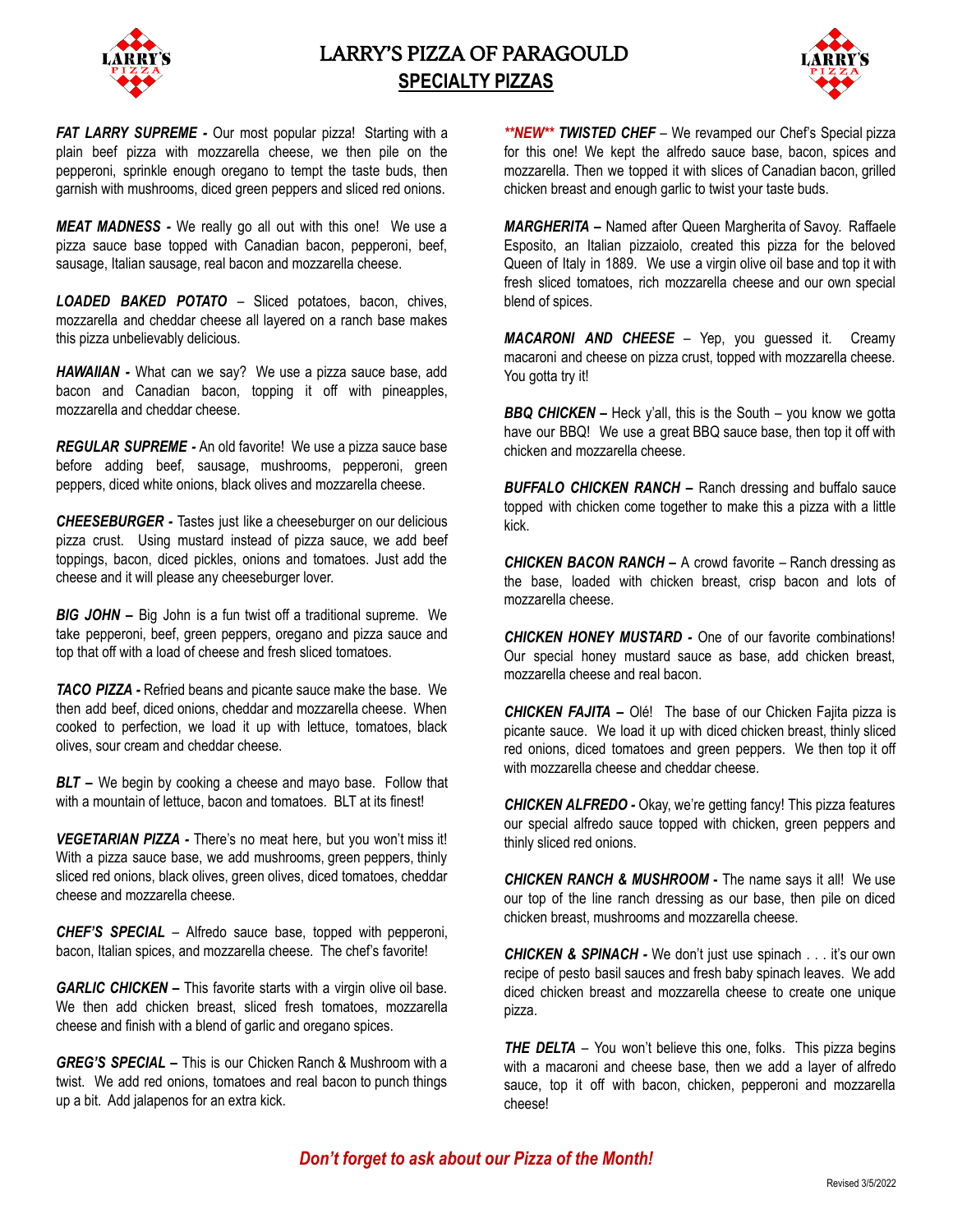# LARRY'S PIZZA OF PARAGOULD

## SPECIALTY PIZZAS

***FAT LARRY SUPREME -*** Our most popular pizza! Starting with a plain beef pizza with mozzarella cheese, we then pile on the pepperoni, sprinkle enough oregano to tempt the taste buds, then garnish with mushrooms, diced green peppers and sliced red onions.

***MEAT MADNESS -*** We really go all out with this one! We use a pizza sauce base topped with Canadian bacon, pepperoni, beef, sausage, Italian sausage, real bacon and mozzarella cheese.

***LOADED BAKED POTATO*** – Sliced potatoes, bacon, chives, mozzarella and cheddar cheese all layered on a ranch base makes this pizza unbelievably delicious.

***HAWAIIAN -*** What can we say? We use a pizza sauce base, add bacon and Canadian bacon, topping it off with pineapples, mozzarella and cheddar cheese.

***REGULAR SUPREME -*** An old favorite! We use a pizza sauce base before adding beef, sausage, mushrooms, pepperoni, green peppers, diced white onions, black olives and mozzarella cheese.

***CHEESEBURGER -*** Tastes just like a cheeseburger on our delicious pizza crust. Using mustard instead of pizza sauce, we add beef toppings, bacon, diced pickles, onions and tomatoes. Just add the cheese and it will please any cheeseburger lover.

***BIG JOHN –*** Big John is a fun twist off a traditional supreme. We take pepperoni, beef, green peppers, oregano and pizza sauce and top that off with a load of cheese and fresh sliced tomatoes.

***TACO PIZZA -*** Refried beans and picante sauce make the base. We then add beef, diced onions, cheddar and mozzarella cheese. When cooked to perfection, we load it up with lettuce, tomatoes, black olives, sour cream and cheddar cheese.

***BLT –*** We begin by cooking a cheese and mayo base. Follow that with a mountain of lettuce, bacon and tomatoes. BLT at its finest!

***VEGETARIAN PIZZA -*** There's no meat here, but you won't miss it! With a pizza sauce base, we add mushrooms, green peppers, thinly sliced red onions, black olives, green olives, diced tomatoes, cheddar cheese and mozzarella cheese.

***CHEF'S SPECIAL*** – Alfredo sauce base, topped with pepperoni, bacon, Italian spices, and mozzarella cheese. The chef's favorite!

***GARLIC CHICKEN –*** This favorite starts with a virgin olive oil base. We then add chicken breast, sliced fresh tomatoes, mozzarella cheese and finish with a blend of garlic and oregano spices.

***GREG'S SPECIAL –*** This is our Chicken Ranch & Mushroom with a twist. We add red onions, tomatoes and real bacon to punch things up a bit. Add jalapenos for an extra kick.

***\*\*NEW\*\* TWISTED CHEF*** – We revamped our Chef's Special pizza for this one! We kept the alfredo sauce base, bacon, spices and mozzarella. Then we topped it with slices of Canadian bacon, grilled chicken breast and enough garlic to twist your taste buds.

***MARGHERITA –*** Named after Queen Margherita of Savoy. Raffaele Esposito, an Italian pizzaiolo, created this pizza for the beloved Queen of Italy in 1889. We use a virgin olive oil base and top it with fresh sliced tomatoes, rich mozzarella cheese and our own special blend of spices.

***MACARONI AND CHEESE*** – Yep, you guessed it. Creamy macaroni and cheese on pizza crust, topped with mozzarella cheese. You gotta try it!

***BBQ CHICKEN –*** Heck y'all, this is the South – you know we gotta have our BBQ! We use a great BBQ sauce base, then top it off with chicken and mozzarella cheese.

***BUFFALO CHICKEN RANCH –*** Ranch dressing and buffalo sauce topped with chicken come together to make this a pizza with a little kick.

***CHICKEN BACON RANCH –*** A crowd favorite – Ranch dressing as the base, loaded with chicken breast, crisp bacon and lots of mozzarella cheese.

***CHICKEN HONEY MUSTARD -*** One of our favorite combinations! Our special honey mustard sauce as base, add chicken breast, mozzarella cheese and real bacon.

***CHICKEN FAJITA –*** Olé! The base of our Chicken Fajita pizza is picante sauce. We load it up with diced chicken breast, thinly sliced red onions, diced tomatoes and green peppers. We then top it off with mozzarella cheese and cheddar cheese.

***CHICKEN ALFREDO -*** Okay, we're getting fancy! This pizza features our special alfredo sauce topped with chicken, green peppers and thinly sliced red onions.

***CHICKEN RANCH & MUSHROOM -*** The name says it all! We use our top of the line ranch dressing as our base, then pile on diced chicken breast, mushrooms and mozzarella cheese.

***CHICKEN & SPINACH -*** We don't just use spinach . . . it's our own recipe of pesto basil sauces and fresh baby spinach leaves. We add diced chicken breast and mozzarella cheese to create one unique pizza.

***THE DELTA*** – You won't believe this one, folks. This pizza begins with a macaroni and cheese base, then we add a layer of alfredo sauce, top it off with bacon, chicken, pepperoni and mozzarella cheese!

***Don't forget to ask about our Pizza of the Month!***

Revised 3/5/2022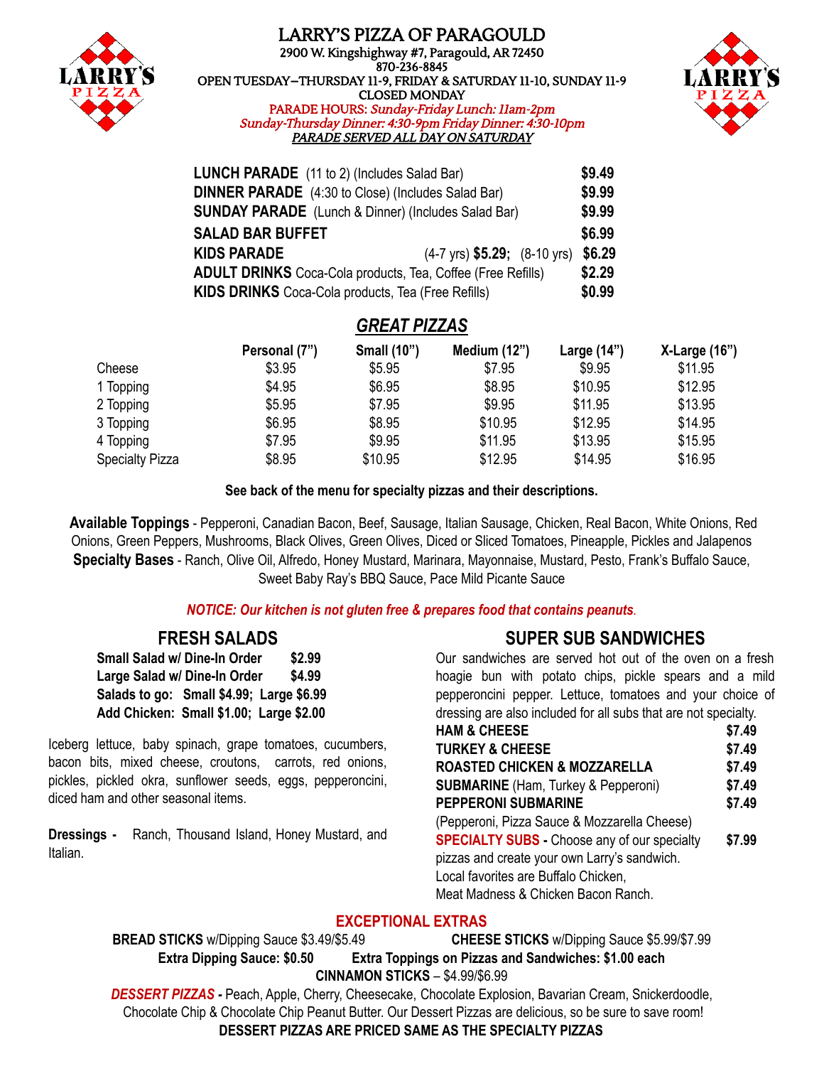# LARRY'S PIZZA OF PARAGOULD

2900 W. Kingshighway #7, Paragould, AR 72450

870-236-8845

OPEN TUESDAY–THURSDAY 11-9, FRIDAY & SATURDAY 11-10, SUNDAY 11-9

CLOSED MONDAY

PARADE HOURS: *Sunday-Friday Lunch: 11am-2pm*

*Sunday-Thursday Dinner: 4:30-9pm Friday Dinner: 4:30-10pm*

*PARADE SERVED ALL DAY ON SATURDAY*

| | | |
|---|---|---|
| **LUNCH PARADE** (11 to 2) (Includes Salad Bar) | | **$9.49** |
| **DINNER PARADE** (4:30 to Close) (Includes Salad Bar) | | **$9.99** |
| **SUNDAY PARADE** (Lunch & Dinner) (Includes Salad Bar) | | **$9.99** |
| **SALAD BAR BUFFET** | | **$6.99** |
| **KIDS PARADE** | (4-7 yrs) **$5.29**; (8-10 yrs) | **$6.29** |
| **ADULT DRINKS** Coca-Cola products, Tea, Coffee (Free Refills) | | **$2.29** |
| **KIDS DRINKS** Coca-Cola products, Tea (Free Refills) | | **$0.99** |

## *GREAT PIZZAS*

| | Personal (7") | Small (10") | Medium (12") | Large (14") | X-Large (16") |
|---|---|---|---|---|---|
| Cheese | $3.95 | $5.95 | $7.95 | $9.95 | $11.95 |
| 1 Topping | $4.95 | $6.95 | $8.95 | $10.95 | $12.95 |
| 2 Topping | $5.95 | $7.95 | $9.95 | $11.95 | $13.95 |
| 3 Topping | $6.95 | $8.95 | $10.95 | $12.95 | $14.95 |
| 4 Topping | $7.95 | $9.95 | $11.95 | $13.95 | $15.95 |
| Specialty Pizza | $8.95 | $10.95 | $12.95 | $14.95 | $16.95 |

**See back of the menu for specialty pizzas and their descriptions.**

**Available Toppings** - Pepperoni, Canadian Bacon, Beef, Sausage, Italian Sausage, Chicken, Real Bacon, White Onions, Red Onions, Green Peppers, Mushrooms, Black Olives, Green Olives, Diced or Sliced Tomatoes, Pineapple, Pickles and Jalapenos

**Specialty Bases** - Ranch, Olive Oil, Alfredo, Honey Mustard, Marinara, Mayonnaise, Mustard, Pesto, Frank's Buffalo Sauce, Sweet Baby Ray's BBQ Sauce, Pace Mild Picante Sauce

***NOTICE: Our kitchen is not gluten free & prepares food that contains peanuts.***

## FRESH SALADS

**Small Salad w/ Dine-In Order $2.99**

**Large Salad w/ Dine-In Order $4.99**

**Salads to go: Small $4.99; Large $6.99**

**Add Chicken: Small $1.00; Large $2.00**

Iceberg lettuce, baby spinach, grape tomatoes, cucumbers, bacon bits, mixed cheese, croutons, carrots, red onions, pickles, pickled okra, sunflower seeds, eggs, pepperoncini, diced ham and other seasonal items.

**Dressings -** Ranch, Thousand Island, Honey Mustard, and Italian.

## SUPER SUB SANDWICHES

Our sandwiches are served hot out of the oven on a fresh hoagie bun with potato chips, pickle spears and a mild pepperoncini pepper. Lettuce, tomatoes and your choice of dressing are also included for all subs that are not specialty.

| | |
|---|---|
| **HAM & CHEESE** | **$7.49** |
| **TURKEY & CHEESE** | **$7.49** |
| **ROASTED CHICKEN & MOZZARELLA** | **$7.49** |
| **SUBMARINE** (Ham, Turkey & Pepperoni) | **$7.49** |
| **PEPPERONI SUBMARINE** (Pepperoni, Pizza Sauce & Mozzarella Cheese) | **$7.49** |
| **SPECIALTY SUBS -** Choose any of our specialty pizzas and create your own Larry's sandwich. Local favorites are Buffalo Chicken, Meat Madness & Chicken Bacon Ranch. | **$7.99** |

## EXCEPTIONAL EXTRAS

**BREAD STICKS** w/Dipping Sauce $3.49/$5.49

**CHEESE STICKS** w/Dipping Sauce $5.99/$7.99

**Extra Dipping Sauce: $0.50**

**Extra Toppings on Pizzas and Sandwiches: $1.00 each**

**CINNAMON STICKS** – $4.99/$6.99

***DESSERT PIZZAS -*** Peach, Apple, Cherry, Cheesecake, Chocolate Explosion, Bavarian Cream, Snickerdoodle, Chocolate Chip & Chocolate Chip Peanut Butter. Our Dessert Pizzas are delicious, so be sure to save room!

**DESSERT PIZZAS ARE PRICED SAME AS THE SPECIALTY PIZZAS**